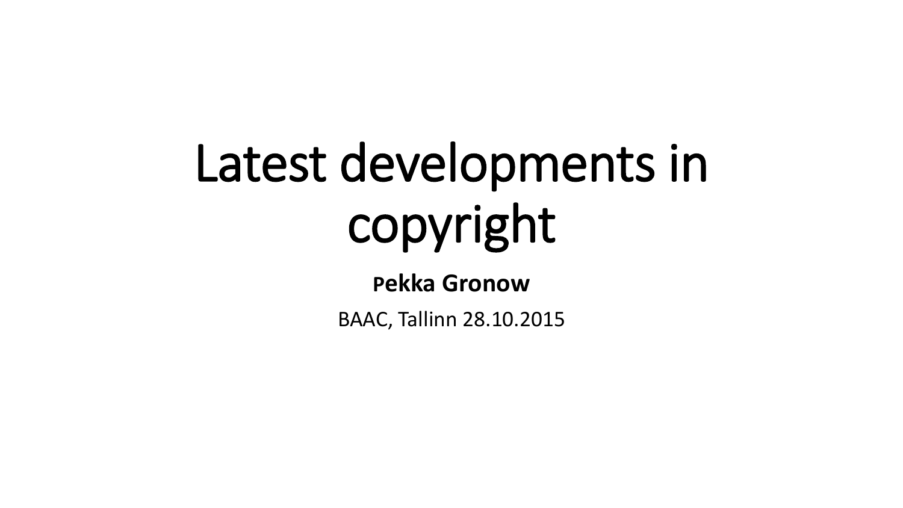# Latest developments in copyright

**Pekka Gronow**

BAAC, Tallinn 28.10.2015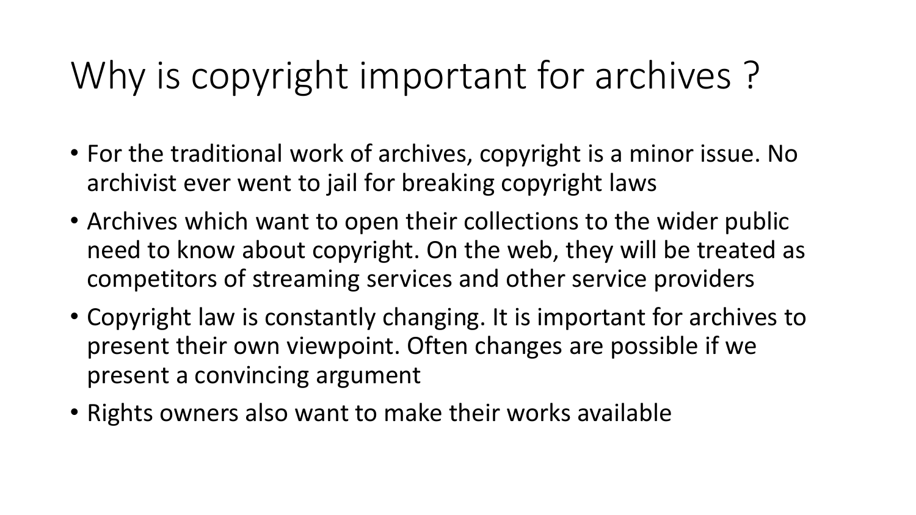# Why is copyright important for archives ?

- For the traditional work of archives, copyright is a minor issue. No archivist ever went to jail for breaking copyright laws
- Archives which want to open their collections to the wider public need to know about copyright. On the web, they will be treated as competitors of streaming services and other service providers
- Copyright law is constantly changing. It is important for archives to present their own viewpoint. Often changes are possible if we present a convincing argument
- Rights owners also want to make their works available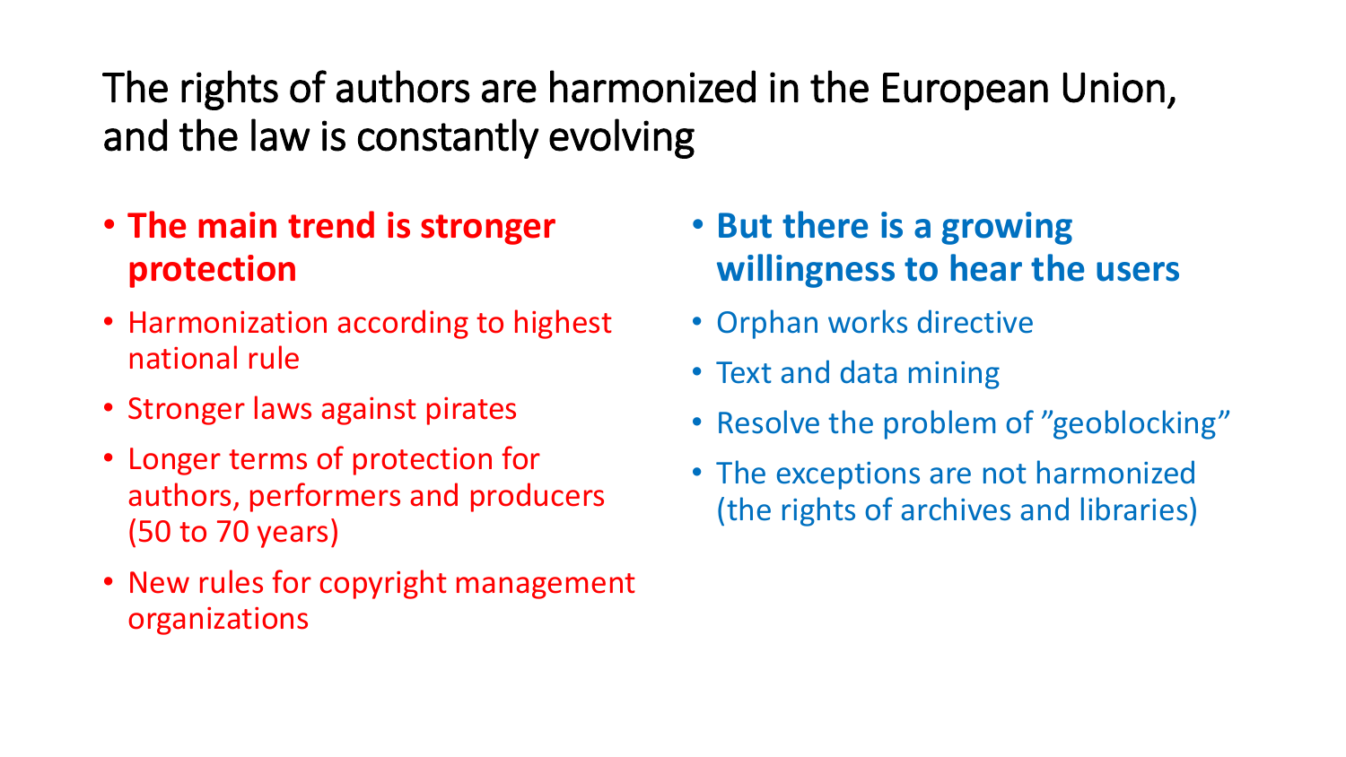# The rights of authors are harmonized in the European Union, and the law is constantly evolving

- **The main trend is stronger protection**
- Harmonization according to highest national rule
- Stronger laws against pirates
- Longer terms of protection for authors, performers and producers (50 to 70 years)
- New rules for copyright management organizations

- **But there is a growing willingness to hear the users**
- Orphan works directive
- Text and data mining
- Resolve the problem of ”geoblocking”
- The exceptions are not harmonized (the rights of archives and libraries)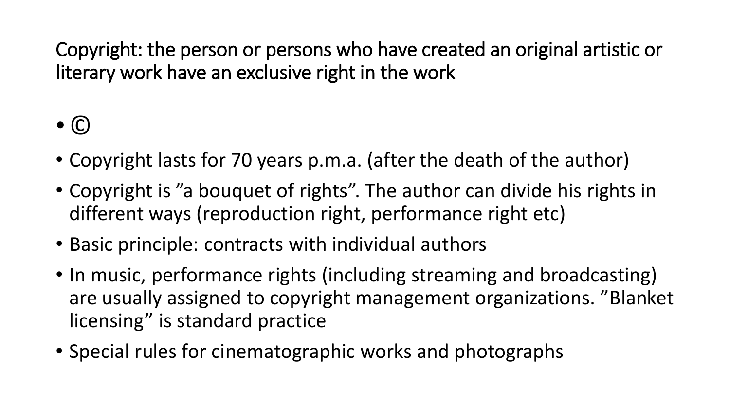## Copyright: the person or persons who have created an original artistic or literary work have an exclusive right in the work

- ©
- Copyright lasts for 70 years p.m.a. (after the death of the author)
- Copyright is ”a bouquet of rights”. The author can divide his rights in different ways (reproduction right, performance right etc)
- Basic principle: contracts with individual authors
- In music, performance rights (including streaming and broadcasting) are usually assigned to copyright management organizations. ”Blanket licensing” is standard practice
- Special rules for cinematographic works and photographs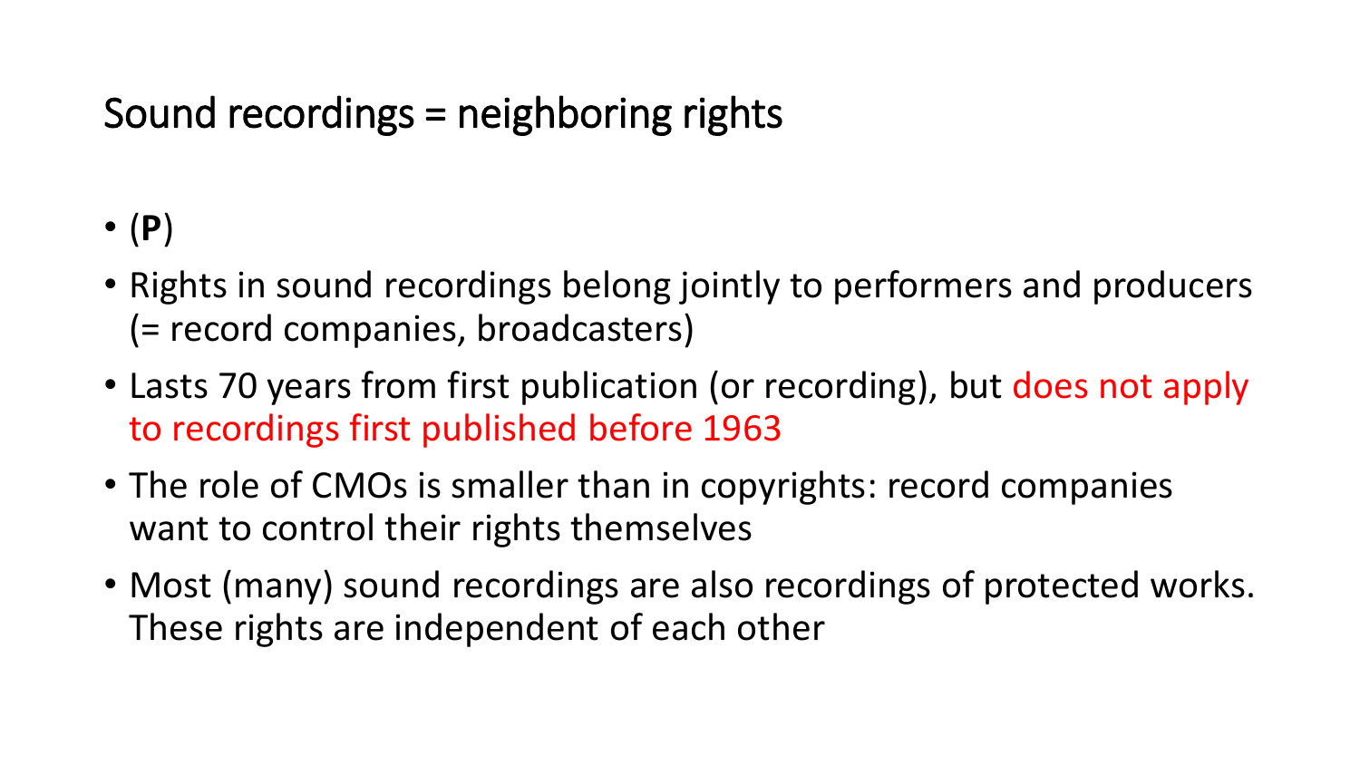# Sound recordings = neighboring rights

- (**P**)
- Rights in sound recordings belong jointly to performers and producers (= record companies, broadcasters)
- Lasts 70 years from first publication (or recording), but does not apply to recordings first published before 1963
- The role of CMOs is smaller than in copyrights: record companies want to control their rights themselves
- Most (many) sound recordings are also recordings of protected works. These rights are independent of each other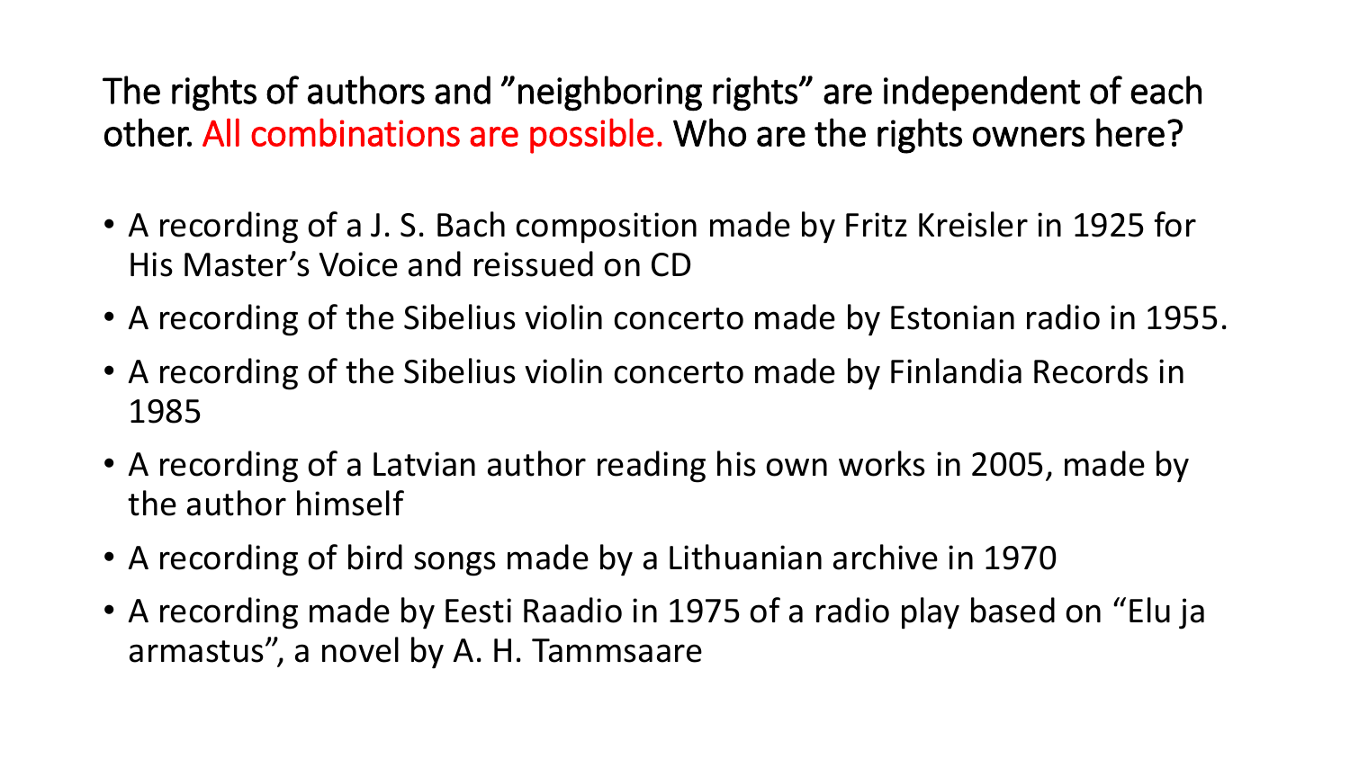The rights of authors and ”neighboring rights” are independent of each other. All combinations are possible. Who are the rights owners here?

- A recording of a J. S. Bach composition made by Fritz Kreisler in 1925 for His Master’s Voice and reissued on CD
- A recording of the Sibelius violin concerto made by Estonian radio in 1955.
- A recording of the Sibelius violin concerto made by Finlandia Records in 1985
- A recording of a Latvian author reading his own works in 2005, made by the author himself
- A recording of bird songs made by a Lithuanian archive in 1970
- A recording made by Eesti Raadio in 1975 of a radio play based on “Elu ja armastus”, a novel by A. H. Tammsaare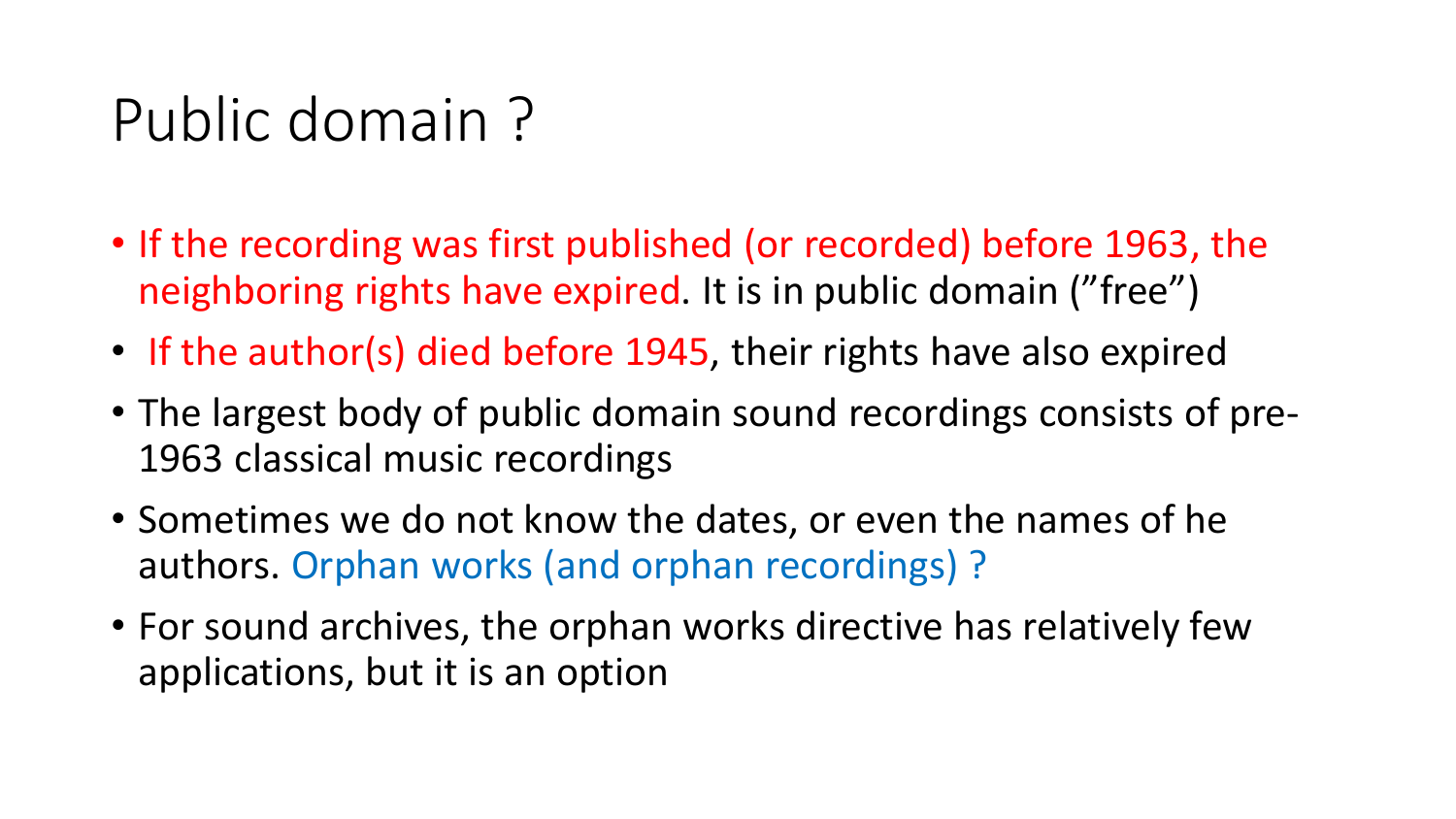# Public domain ?

- If the recording was first published (or recorded) before 1963, the neighboring rights have expired. It is in public domain (”free”)
- If the author(s) died before 1945, their rights have also expired
- The largest body of public domain sound recordings consists of pre-1963 classical music recordings
- Sometimes we do not know the dates, or even the names of he authors. Orphan works (and orphan recordings) ?
- For sound archives, the orphan works directive has relatively few applications, but it is an option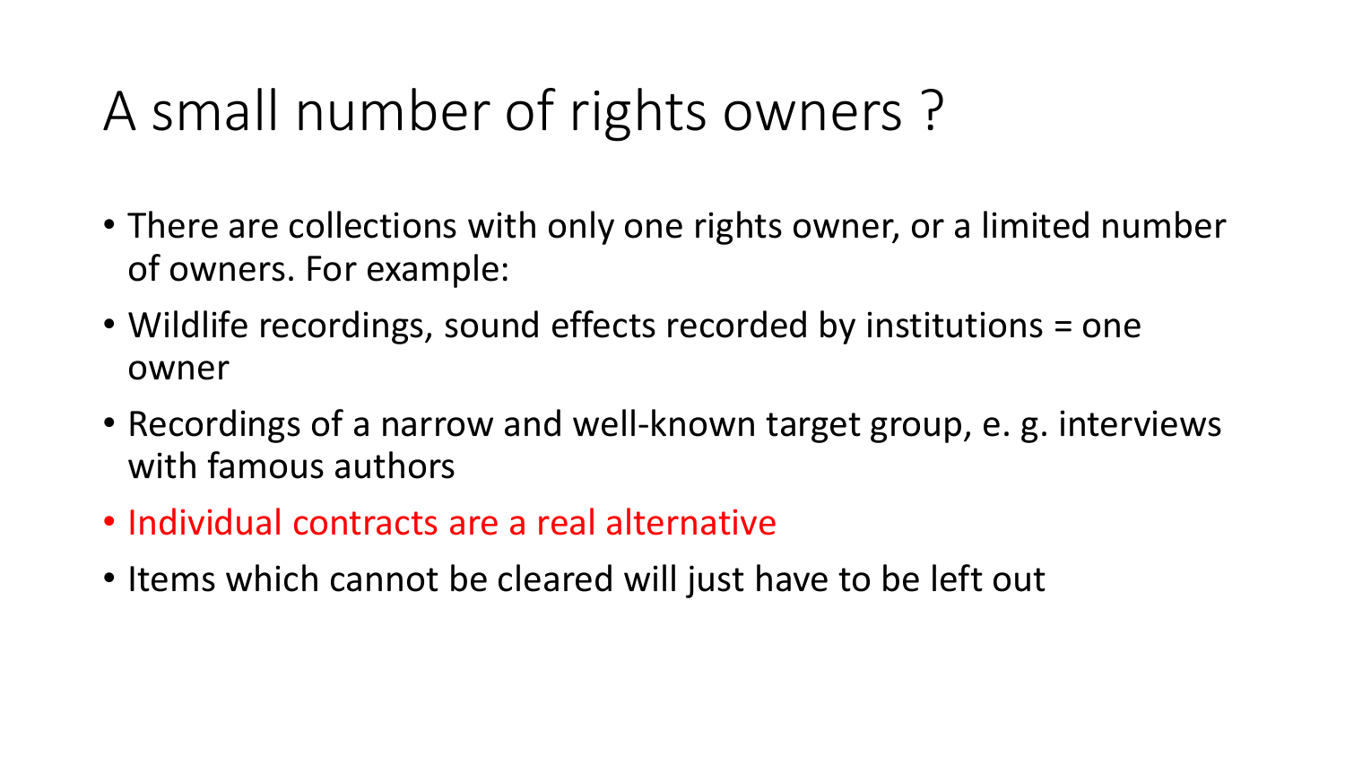# A small number of rights owners ?

- There are collections with only one rights owner, or a limited number of owners. For example:
- Wildlife recordings, sound effects recorded by institutions = one owner
- Recordings of a narrow and well-known target group, e. g. interviews with famous authors
- Individual contracts are a real alternative
- Items which cannot be cleared will just have to be left out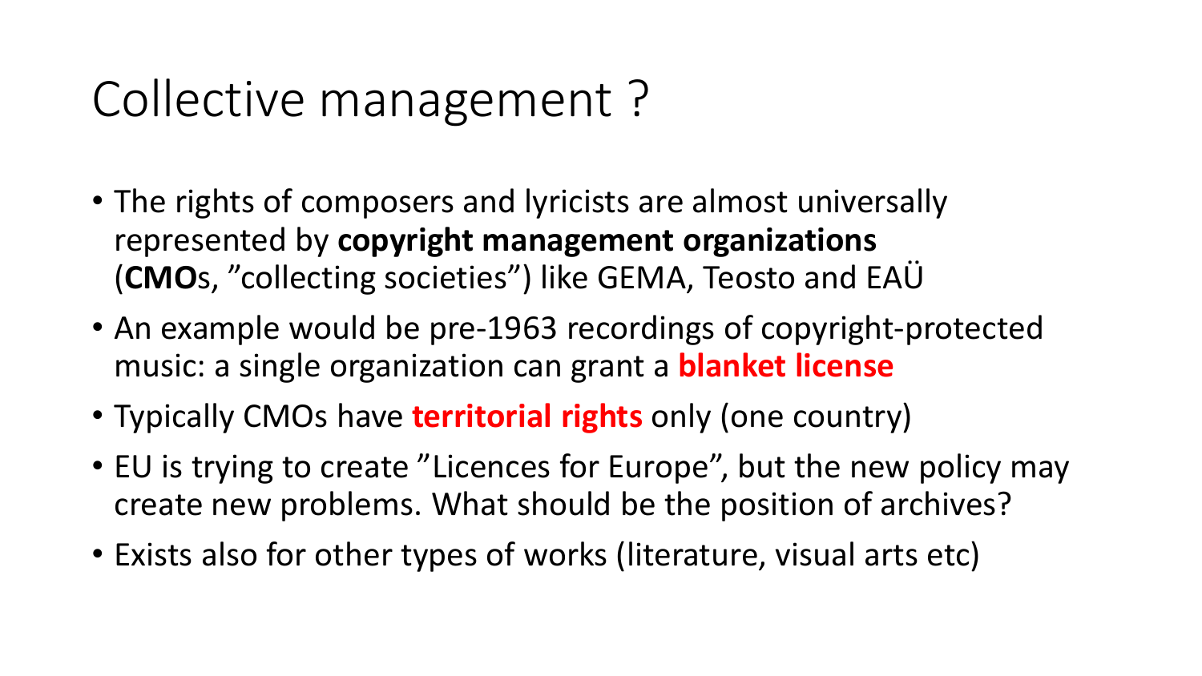# Collective management ?

- The rights of composers and lyricists are almost universally represented by **copyright management organizations** (**CMO**s, ”collecting societies”) like GEMA, Teosto and EAÜ
- An example would be pre-1963 recordings of copyright-protected music: a single organization can grant a **blanket license**
- Typically CMOs have **territorial rights** only (one country)
- EU is trying to create ”Licences for Europe”, but the new policy may create new problems. What should be the position of archives?
- Exists also for other types of works (literature, visual arts etc)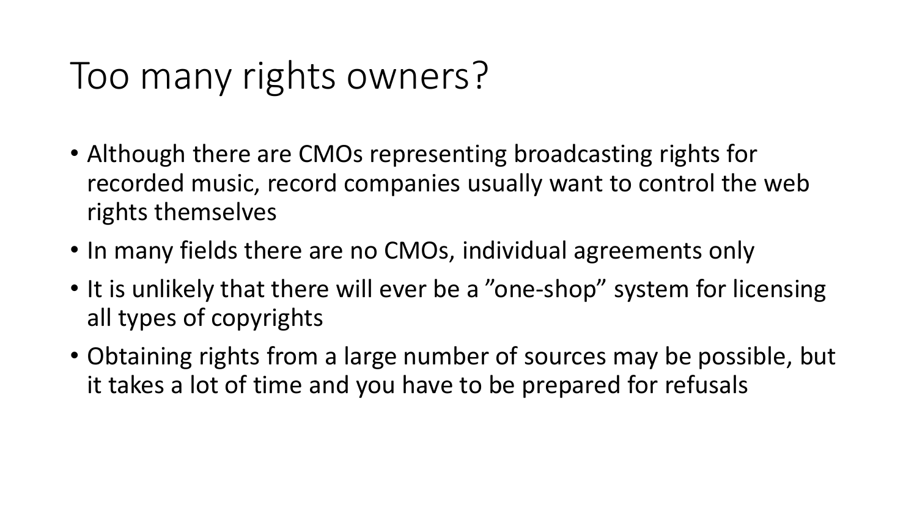# Too many rights owners?

- Although there are CMOs representing broadcasting rights for recorded music, record companies usually want to control the web rights themselves
- In many fields there are no CMOs, individual agreements only
- It is unlikely that there will ever be a ”one-shop” system for licensing all types of copyrights
- Obtaining rights from a large number of sources may be possible, but it takes a lot of time and you have to be prepared for refusals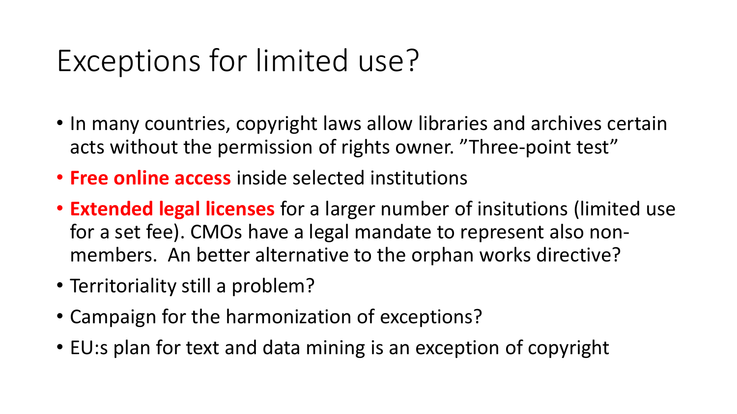# Exceptions for limited use?

- In many countries, copyright laws allow libraries and archives certain acts without the permission of rights owner. ”Three-point test”
- **Free online access** inside selected institutions
- **Extended legal licenses** for a larger number of insitutions (limited use for a set fee). CMOs have a legal mandate to represent also non-members. An better alternative to the orphan works directive?
- Territoriality still a problem?
- Campaign for the harmonization of exceptions?
- EU:s plan for text and data mining is an exception of copyright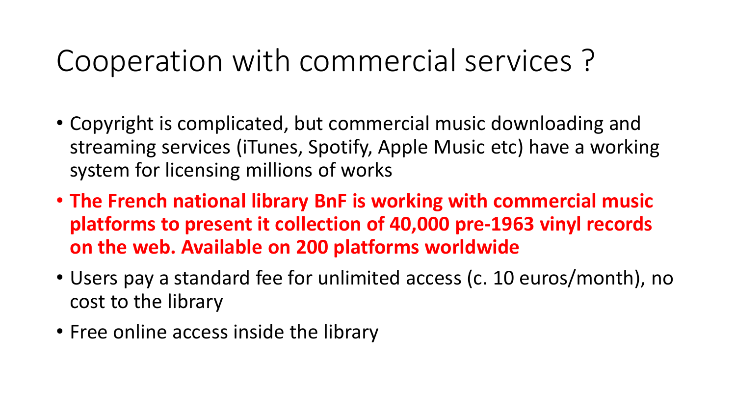# Cooperation with commercial services ?

- Copyright is complicated, but commercial music downloading and streaming services (iTunes, Spotify, Apple Music etc) have a working system for licensing millions of works
- **The French national library BnF is working with commercial music platforms to present it collection of 40,000 pre-1963 vinyl records on the web. Available on 200 platforms worldwide**
- Users pay a standard fee for unlimited access (c. 10 euros/month), no cost to the library
- Free online access inside the library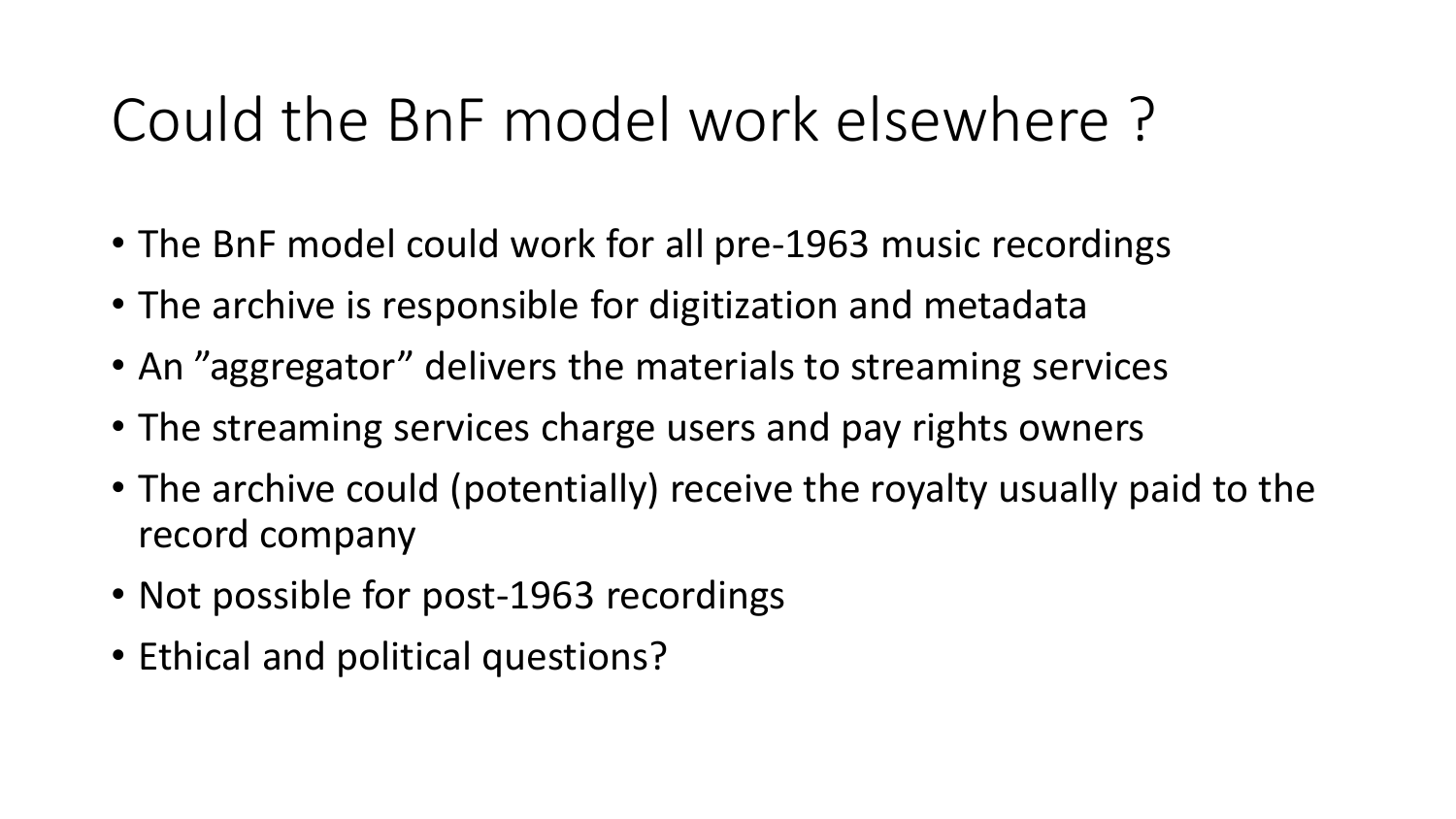# Could the BnF model work elsewhere ?

- The BnF model could work for all pre-1963 music recordings
- The archive is responsible for digitization and metadata
- An ”aggregator” delivers the materials to streaming services
- The streaming services charge users and pay rights owners
- The archive could (potentially) receive the royalty usually paid to the record company
- Not possible for post-1963 recordings
- Ethical and political questions?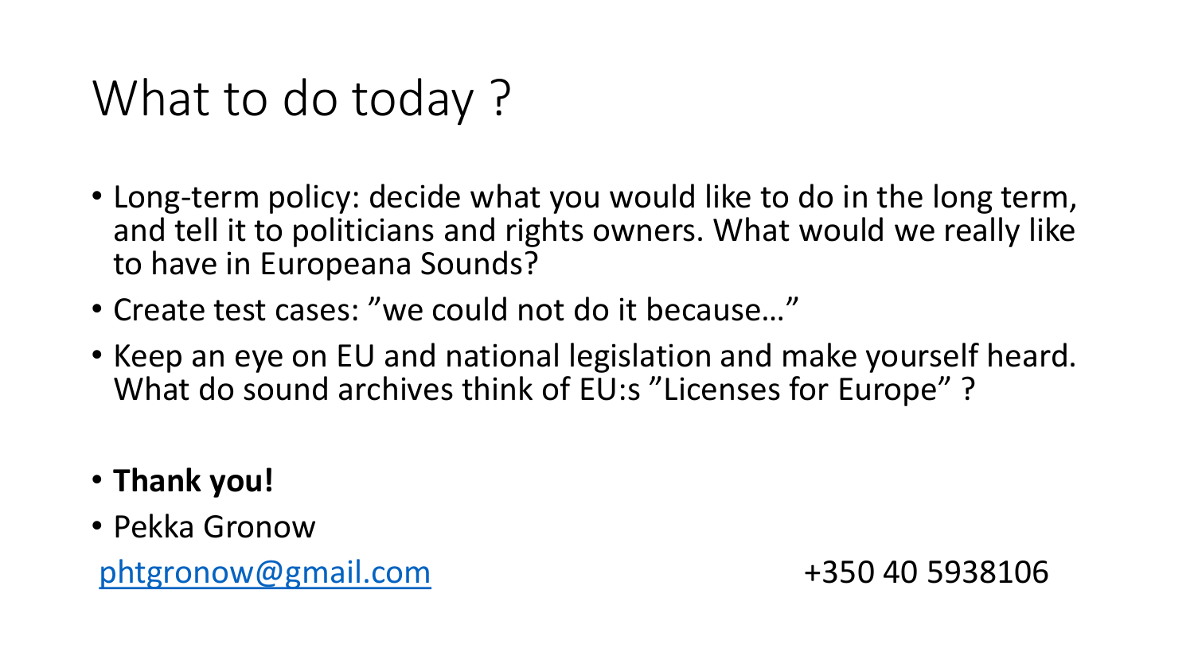# What to do today ?

- Long-term policy: decide what you would like to do in the long term, and tell it to politicians and rights owners. What would we really like to have in Europeana Sounds?
- Create test cases: ”we could not do it because…”
- Keep an eye on EU and national legislation and make yourself heard. What do sound archives think of EU:s ”Licenses for Europe” ?

- **Thank you!**
- Pekka Gronow

phtgronow@gmail.com +350 40 5938106